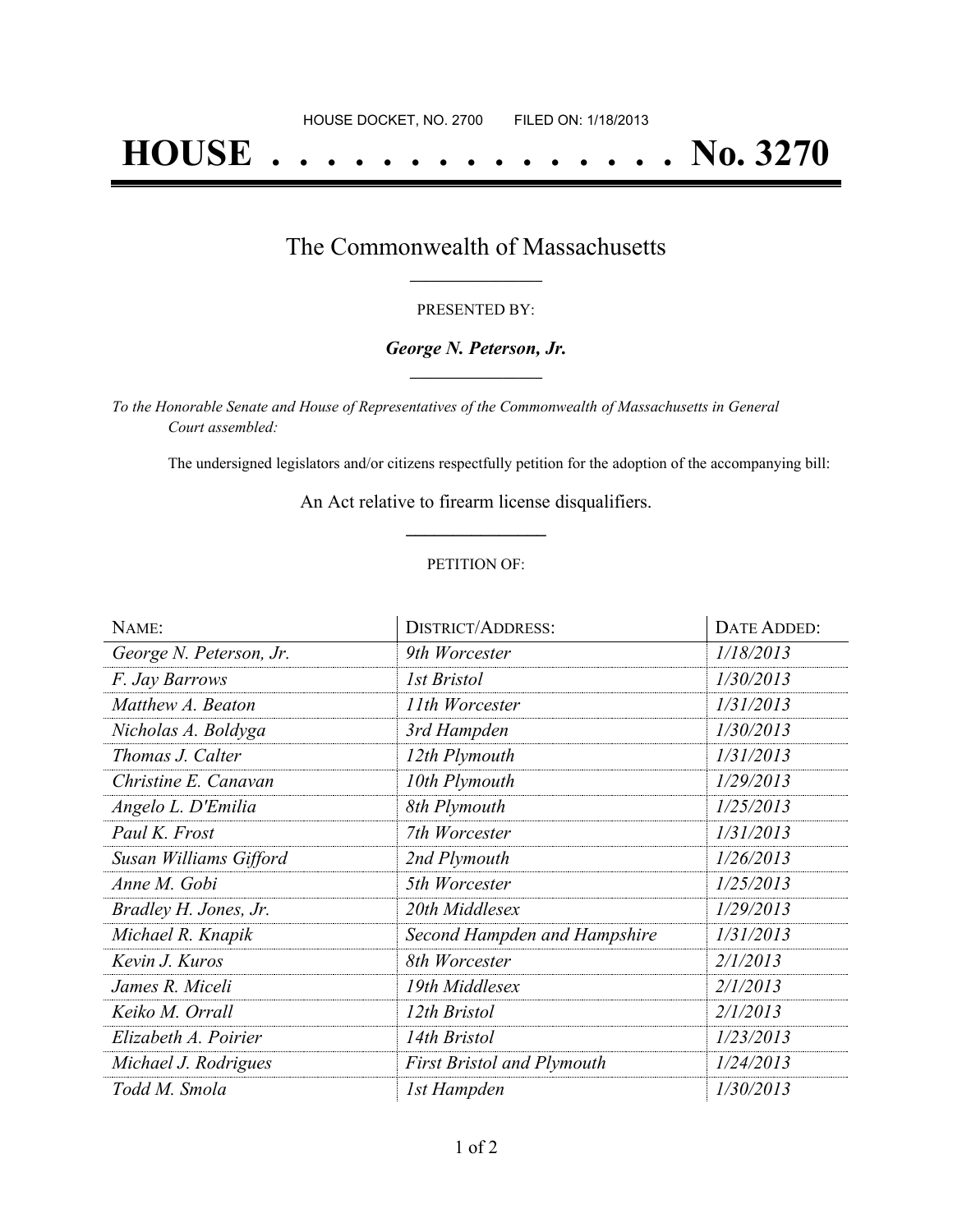HOUSE DOCKET, NO. 2700 FILED ON: 1/18/2013

# HOUSE . . . . . . . . . . . . . . . No. 3270

## The Commonwealth of Massachusetts

PRESENTED BY:

***George N. Peterson, Jr.***

*To the Honorable Senate and House of Representatives of the Commonwealth of Massachusetts in General Court assembled:*

The undersigned legislators and/or citizens respectfully petition for the adoption of the accompanying bill:

An Act relative to firearm license disqualifiers.

PETITION OF:

| NAME: | DISTRICT/ADDRESS: | DATE ADDED: |
|---|---|---|
| *George N. Peterson, Jr.* | *9th Worcester* | *1/18/2013* |
| *F. Jay Barrows* | *1st Bristol* | *1/30/2013* |
| *Matthew A. Beaton* | *11th Worcester* | *1/31/2013* |
| *Nicholas A. Boldyga* | *3rd Hampden* | *1/30/2013* |
| *Thomas J. Calter* | *12th Plymouth* | *1/31/2013* |
| *Christine E. Canavan* | *10th Plymouth* | *1/29/2013* |
| *Angelo L. D'Emilia* | *8th Plymouth* | *1/25/2013* |
| *Paul K. Frost* | *7th Worcester* | *1/31/2013* |
| *Susan Williams Gifford* | *2nd Plymouth* | *1/26/2013* |
| *Anne M. Gobi* | *5th Worcester* | *1/25/2013* |
| *Bradley H. Jones, Jr.* | *20th Middlesex* | *1/29/2013* |
| *Michael R. Knapik* | *Second Hampden and Hampshire* | *1/31/2013* |
| *Kevin J. Kuros* | *8th Worcester* | *2/1/2013* |
| *James R. Miceli* | *19th Middlesex* | *2/1/2013* |
| *Keiko M. Orrall* | *12th Bristol* | *2/1/2013* |
| *Elizabeth A. Poirier* | *14th Bristol* | *1/23/2013* |
| *Michael J. Rodrigues* | *First Bristol and Plymouth* | *1/24/2013* |
| *Todd M. Smola* | *1st Hampden* | *1/30/2013* |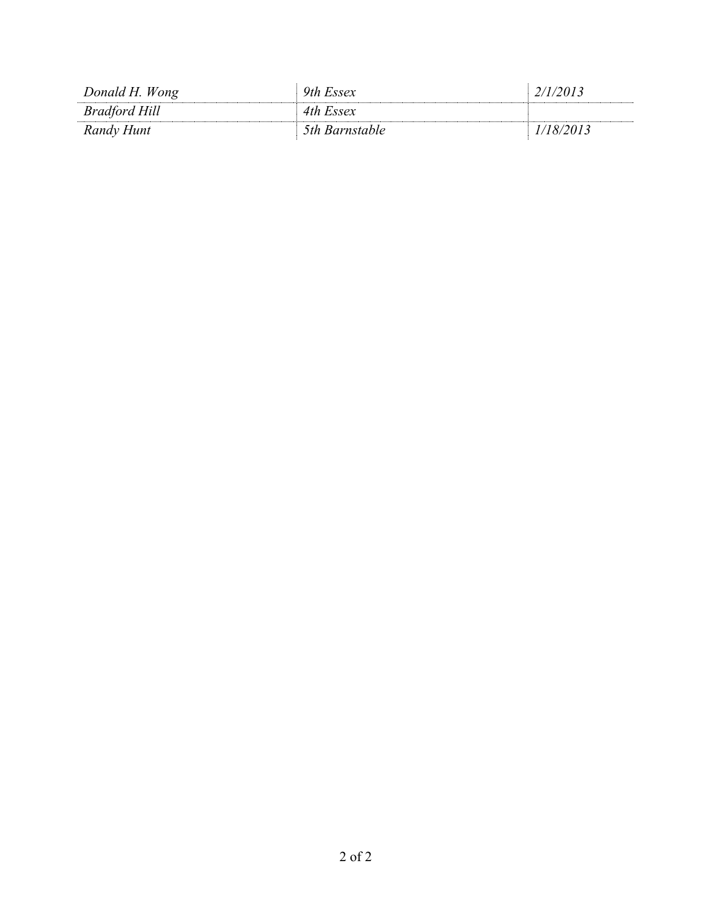| | | |
|---|---|---|
| *Donald H. Wong* | *9th Essex* | *2/1/2013* |
| *Bradford Hill* | *4th Essex* | |
| *Randy Hunt* | *5th Barnstable* | *1/18/2013* |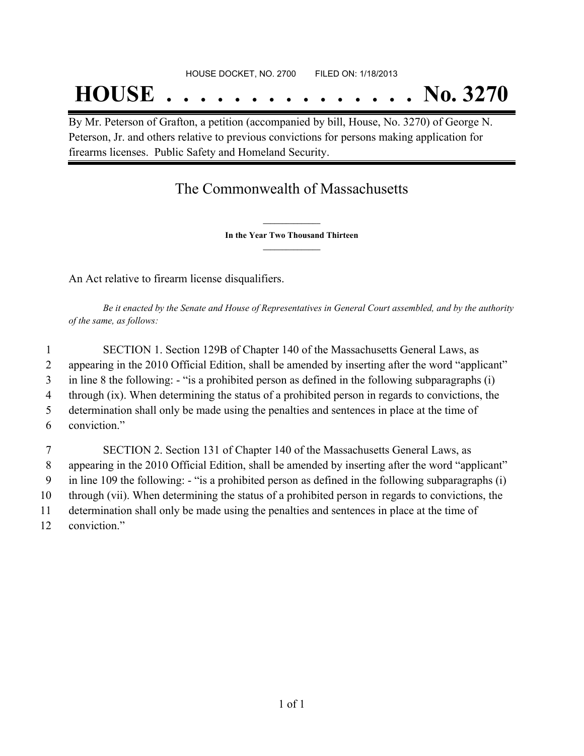HOUSE DOCKET, NO. 2700 FILED ON: 1/18/2013

# HOUSE . . . . . . . . . . . . . . . No. 3270

By Mr. Peterson of Grafton, a petition (accompanied by bill, House, No. 3270) of George N. Peterson, Jr. and others relative to previous convictions for persons making application for firearms licenses. Public Safety and Homeland Security.

## The Commonwealth of Massachusetts

**In the Year Two Thousand Thirteen**

An Act relative to firearm license disqualifiers.

*Be it enacted by the Senate and House of Representatives in General Court assembled, and by the authority of the same, as follows:*

1 SECTION 1. Section 129B of Chapter 140 of the Massachusetts General Laws, as
2 appearing in the 2010 Official Edition, shall be amended by inserting after the word "applicant"
3 in line 8 the following: - "is a prohibited person as defined in the following subparagraphs (i)
4 through (ix). When determining the status of a prohibited person in regards to convictions, the
5 determination shall only be made using the penalties and sentences in place at the time of
6 conviction."

7 SECTION 2. Section 131 of Chapter 140 of the Massachusetts General Laws, as
8 appearing in the 2010 Official Edition, shall be amended by inserting after the word "applicant"
9 in line 109 the following: - "is a prohibited person as defined in the following subparagraphs (i)
10 through (vii). When determining the status of a prohibited person in regards to convictions, the
11 determination shall only be made using the penalties and sentences in place at the time of
12 conviction."